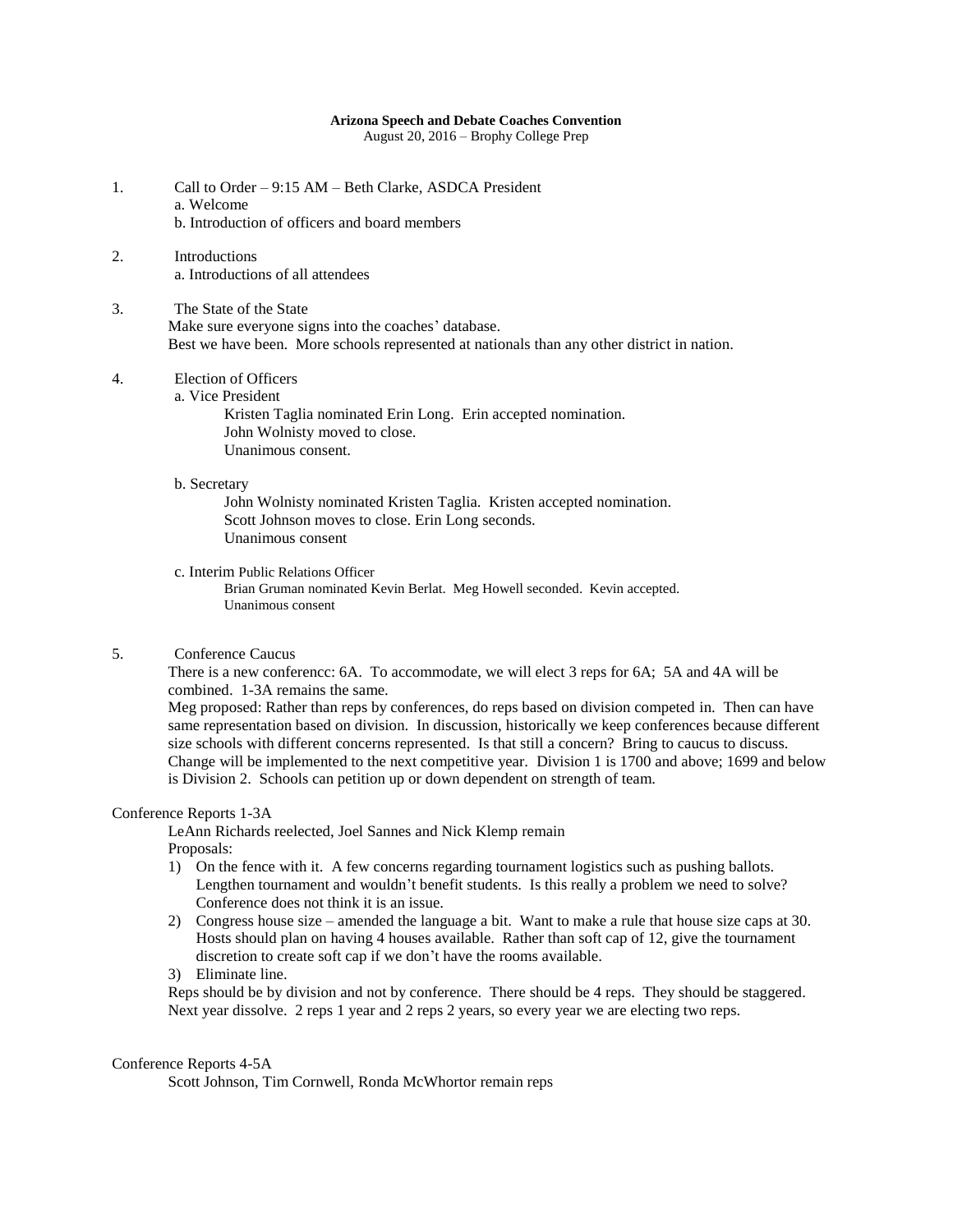**Arizona Speech and Debate Coaches Convention**

August 20, 2016 – Brophy College Prep

1. Call to Order – 9:15 AM – Beth Clarke, ASDCA President
   a. Welcome
   b. Introduction of officers and board members

2. Introductions
   a. Introductions of all attendees

3. The State of the State
   Make sure everyone signs into the coaches' database.
   Best we have been. More schools represented at nationals than any other district in nation.

4. Election of Officers
   a. Vice President
      Kristen Taglia nominated Erin Long. Erin accepted nomination.
      John Wolnisty moved to close.
      Unanimous consent.

   b. Secretary
      John Wolnisty nominated Kristen Taglia. Kristen accepted nomination.
      Scott Johnson moves to close. Erin Long seconds.
      Unanimous consent

   c. Interim Public Relations Officer
      Brian Gruman nominated Kevin Berlat. Meg Howell seconded. Kevin accepted.
      Unanimous consent

5. Conference Caucus
   There is a new conferencc: 6A. To accommodate, we will elect 3 reps for 6A; 5A and 4A will be combined. 1-3A remains the same.
   Meg proposed: Rather than reps by conferences, do reps based on division competed in. Then can have same representation based on division. In discussion, historically we keep conferences because different size schools with different concerns represented. Is that still a concern? Bring to caucus to discuss. Change will be implemented to the next competitive year. Division 1 is 1700 and above; 1699 and below is Division 2. Schools can petition up or down dependent on strength of team.

Conference Reports 1-3A

LeAnn Richards reelected, Joel Sannes and Nick Klemp remain

Proposals:

1) On the fence with it. A few concerns regarding tournament logistics such as pushing ballots. Lengthen tournament and wouldn't benefit students. Is this really a problem we need to solve? Conference does not think it is an issue.
2) Congress house size – amended the language a bit. Want to make a rule that house size caps at 30. Hosts should plan on having 4 houses available. Rather than soft cap of 12, give the tournament discretion to create soft cap if we don't have the rooms available.
3) Eliminate line.

Reps should be by division and not by conference. There should be 4 reps. They should be staggered. Next year dissolve. 2 reps 1 year and 2 reps 2 years, so every year we are electing two reps.

Conference Reports 4-5A

Scott Johnson, Tim Cornwell, Ronda McWhortor remain reps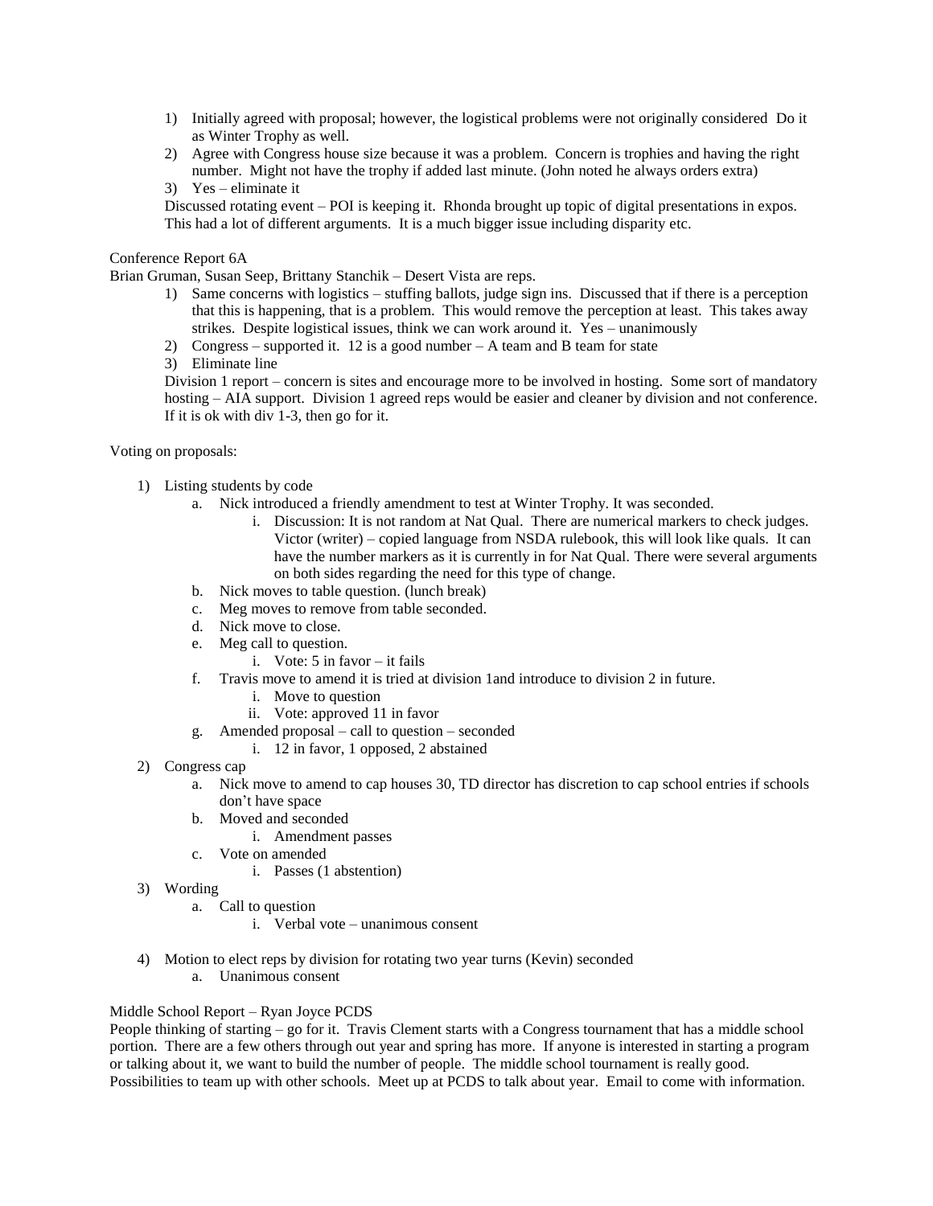1) Initially agreed with proposal; however, the logistical problems were not originally considered Do it as Winter Trophy as well.
2) Agree with Congress house size because it was a problem. Concern is trophies and having the right number. Might not have the trophy if added last minute. (John noted he always orders extra)
3) Yes – eliminate it

Discussed rotating event – POI is keeping it. Rhonda brought up topic of digital presentations in expos. This had a lot of different arguments. It is a much bigger issue including disparity etc.

Conference Report 6A

Brian Gruman, Susan Seep, Brittany Stanchik – Desert Vista are reps.

1) Same concerns with logistics – stuffing ballots, judge sign ins. Discussed that if there is a perception that this is happening, that is a problem. This would remove the perception at least. This takes away strikes. Despite logistical issues, think we can work around it. Yes – unanimously
2) Congress – supported it. 12 is a good number – A team and B team for state
3) Eliminate line

Division 1 report – concern is sites and encourage more to be involved in hosting. Some sort of mandatory hosting – AIA support. Division 1 agreed reps would be easier and cleaner by division and not conference. If it is ok with div 1-3, then go for it.

Voting on proposals:

1) Listing students by code
    a. Nick introduced a friendly amendment to test at Winter Trophy. It was seconded.
        i. Discussion: It is not random at Nat Qual. There are numerical markers to check judges. Victor (writer) – copied language from NSDA rulebook, this will look like quals. It can have the number markers as it is currently in for Nat Qual. There were several arguments on both sides regarding the need for this type of change.
    b. Nick moves to table question. (lunch break)
    c. Meg moves to remove from table seconded.
    d. Nick move to close.
    e. Meg call to question.
        i. Vote: 5 in favor – it fails
    f. Travis move to amend it is tried at division 1and introduce to division 2 in future.
        i. Move to question
        ii. Vote: approved 11 in favor
    g. Amended proposal – call to question – seconded
        i. 12 in favor, 1 opposed, 2 abstained
2) Congress cap
    a. Nick move to amend to cap houses 30, TD director has discretion to cap school entries if schools don't have space
    b. Moved and seconded
        i. Amendment passes
    c. Vote on amended
        i. Passes (1 abstention)
3) Wording
    a. Call to question
        i. Verbal vote – unanimous consent
4) Motion to elect reps by division for rotating two year turns (Kevin) seconded
    a. Unanimous consent

Middle School Report – Ryan Joyce PCDS

People thinking of starting – go for it. Travis Clement starts with a Congress tournament that has a middle school portion. There are a few others through out year and spring has more. If anyone is interested in starting a program or talking about it, we want to build the number of people. The middle school tournament is really good. Possibilities to team up with other schools. Meet up at PCDS to talk about year. Email to come with information.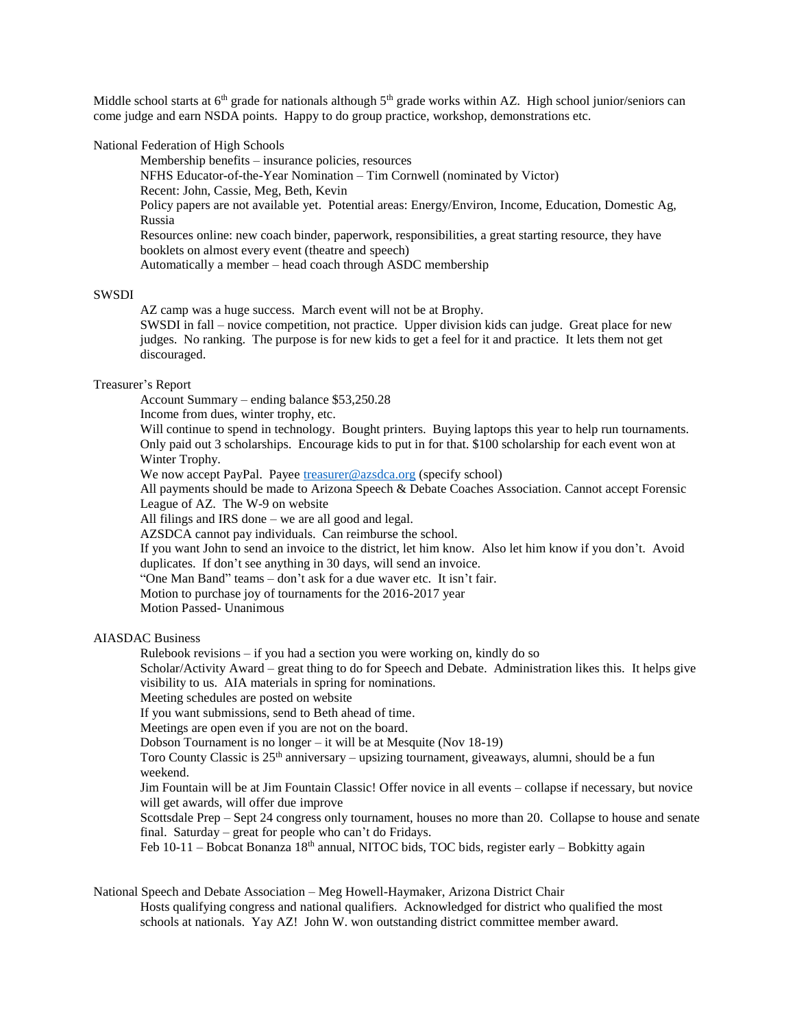Middle school starts at 6th grade for nationals although 5th grade works within AZ. High school junior/seniors can come judge and earn NSDA points. Happy to do group practice, workshop, demonstrations etc.

National Federation of High Schools

- Membership benefits – insurance policies, resources
- NFHS Educator-of-the-Year Nomination – Tim Cornwell (nominated by Victor)
- Recent: John, Cassie, Meg, Beth, Kevin
- Policy papers are not available yet. Potential areas: Energy/Environ, Income, Education, Domestic Ag, Russia
- Resources online: new coach binder, paperwork, responsibilities, a great starting resource, they have booklets on almost every event (theatre and speech)
- Automatically a member – head coach through ASDC membership

SWSDI

- AZ camp was a huge success. March event will not be at Brophy.
- SWSDI in fall – novice competition, not practice. Upper division kids can judge. Great place for new judges. No ranking. The purpose is for new kids to get a feel for it and practice. It lets them not get discouraged.

Treasurer's Report

- Account Summary – ending balance $53,250.28
- Income from dues, winter trophy, etc.
- Will continue to spend in technology. Bought printers. Buying laptops this year to help run tournaments.
- Only paid out 3 scholarships. Encourage kids to put in for that. $100 scholarship for each event won at Winter Trophy.
- We now accept PayPal. Payee treasurer@azsdca.org (specify school)
- All payments should be made to Arizona Speech & Debate Coaches Association. Cannot accept Forensic League of AZ. The W-9 on website
- All filings and IRS done – we are all good and legal.
- AZSDCA cannot pay individuals. Can reimburse the school.
- If you want John to send an invoice to the district, let him know. Also let him know if you don't. Avoid duplicates. If don't see anything in 30 days, will send an invoice.
- "One Man Band" teams – don't ask for a due waver etc. It isn't fair.
- Motion to purchase joy of tournaments for the 2016-2017 year
- Motion Passed- Unanimous

AIASDAC Business

- Rulebook revisions – if you had a section you were working on, kindly do so
- Scholar/Activity Award – great thing to do for Speech and Debate. Administration likes this. It helps give visibility to us. AIA materials in spring for nominations.
- Meeting schedules are posted on website
- If you want submissions, send to Beth ahead of time.
- Meetings are open even if you are not on the board.
- Dobson Tournament is no longer – it will be at Mesquite (Nov 18-19)
- Toro County Classic is 25th anniversary – upsizing tournament, giveaways, alumni, should be a fun weekend.
- Jim Fountain will be at Jim Fountain Classic! Offer novice in all events – collapse if necessary, but novice will get awards, will offer due improve
- Scottsdale Prep – Sept 24 congress only tournament, houses no more than 20. Collapse to house and senate final. Saturday – great for people who can't do Fridays.
- Feb 10-11 – Bobcat Bonanza 18th annual, NITOC bids, TOC bids, register early – Bobkitty again

National Speech and Debate Association – Meg Howell-Haymaker, Arizona District Chair

- Hosts qualifying congress and national qualifiers. Acknowledged for district who qualified the most schools at nationals. Yay AZ! John W. won outstanding district committee member award.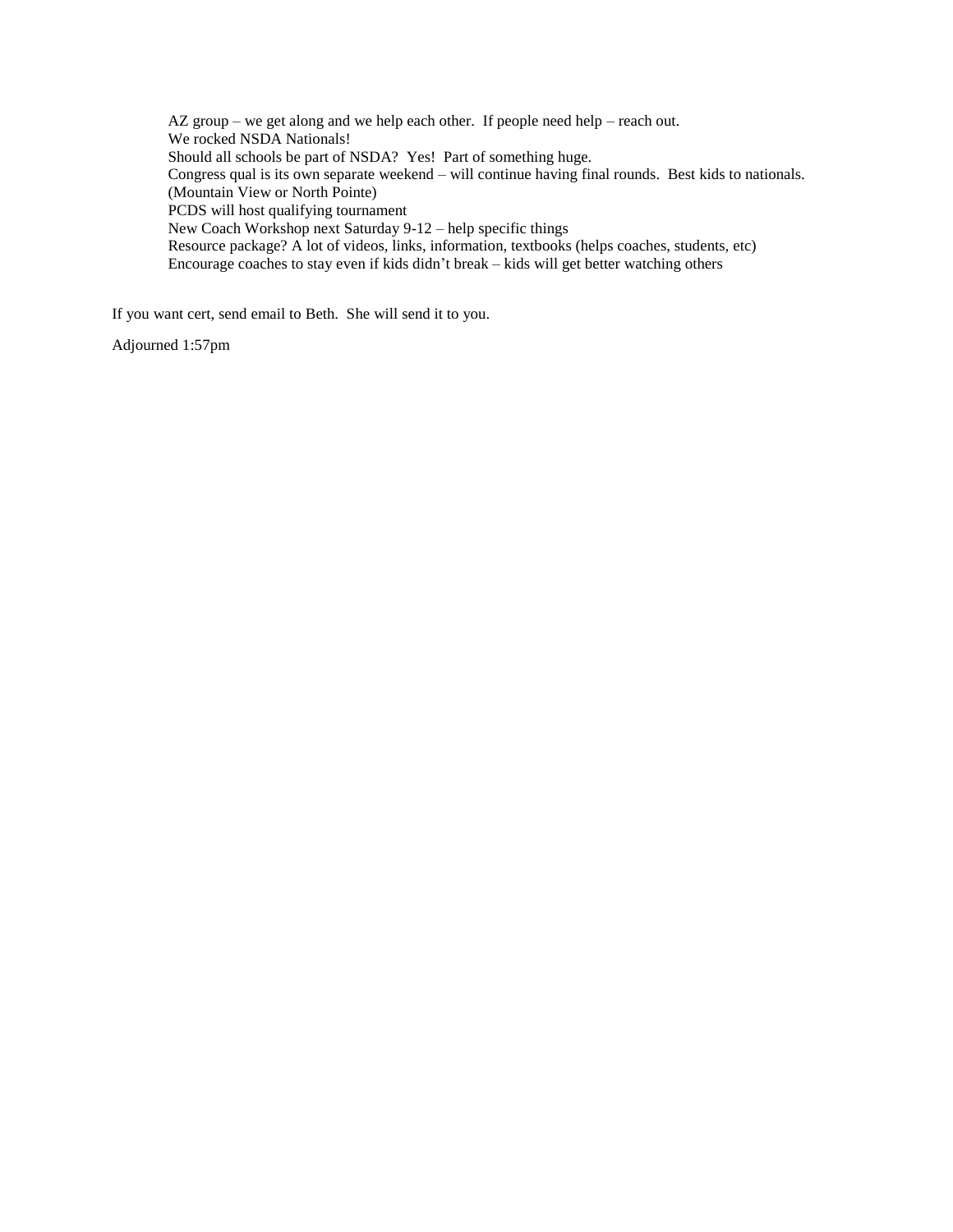AZ group – we get along and we help each other. If people need help – reach out.
We rocked NSDA Nationals!
Should all schools be part of NSDA? Yes! Part of something huge.
Congress qual is its own separate weekend – will continue having final rounds. Best kids to nationals. (Mountain View or North Pointe)
PCDS will host qualifying tournament
New Coach Workshop next Saturday 9-12 – help specific things
Resource package? A lot of videos, links, information, textbooks (helps coaches, students, etc)
Encourage coaches to stay even if kids didn't break – kids will get better watching others

If you want cert, send email to Beth. She will send it to you.

Adjourned 1:57pm